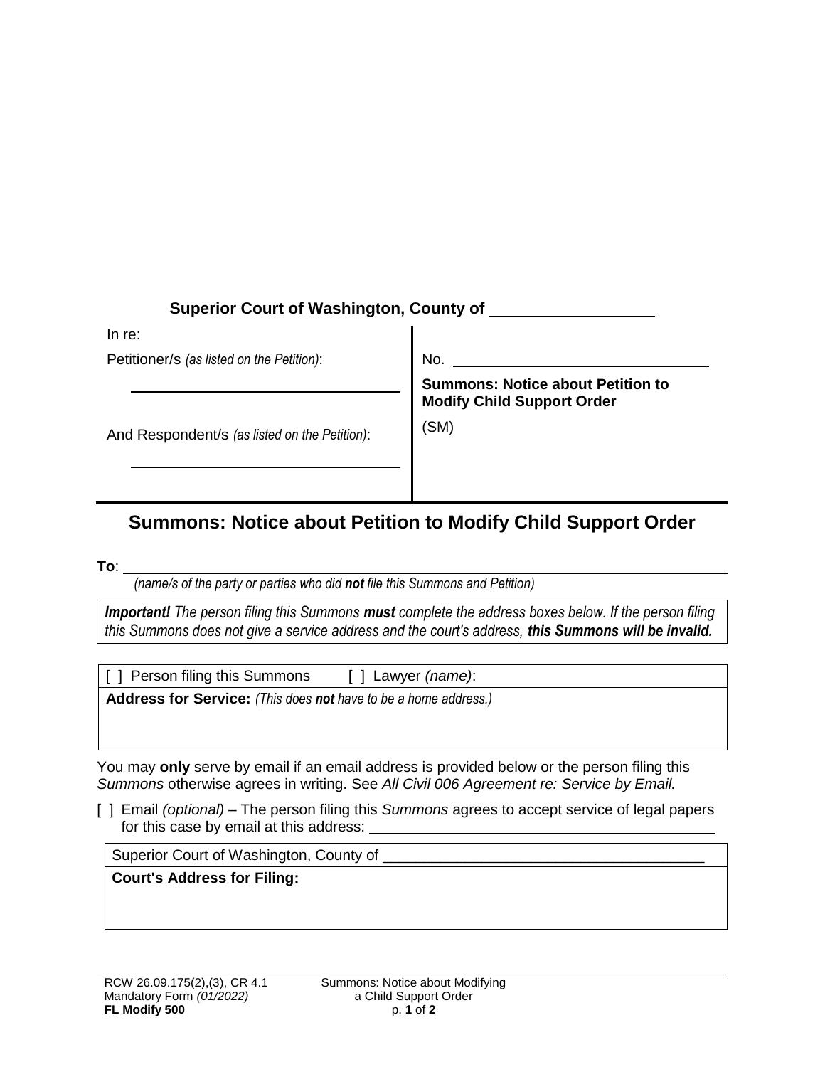**Superior Court of Washington, County of** \_\_\_\_\_\_\_\_\_\_\_\_\_\_\_\_\_\_

| In re: | |
|---|---|
| Petitioner/s *(as listed on the Petition)*: | No. \_\_\_\_\_\_\_\_\_\_\_\_\_\_\_\_\_\_\_\_\_\_\_\_\_\_\_\_\_\_ |
| \_\_\_\_\_\_\_\_\_\_\_\_\_\_\_\_\_\_\_\_\_\_\_\_\_\_\_\_\_\_ | **Summons: Notice about Petition to Modify Child Support Order** |
| And Respondent/s *(as listed on the Petition)*: | (SM) |
| \_\_\_\_\_\_\_\_\_\_\_\_\_\_\_\_\_\_\_\_\_\_\_\_\_\_\_\_\_\_ | |

# Summons: Notice about Petition to Modify Child Support Order

**To**: \_\_\_\_\_\_\_\_\_\_\_\_\_\_\_\_\_\_\_\_\_\_\_\_\_\_\_\_\_\_\_\_\_\_\_\_\_\_\_\_\_\_\_\_\_\_\_\_\_\_\_\_\_\_\_\_\_\_
*(name/s of the party or parties who did **not** file this Summons and Petition)*

***Important!** The person filing this Summons **must** complete the address boxes below. If the person filing this Summons does not give a service address and the court's address, **this Summons will be invalid.***

[ ] Person filing this Summons [ ] Lawyer *(name)*:

**Address for Service:** *(This does **not** have to be a home address.)*

You may **only** serve by email if an email address is provided below or the person filing this *Summons* otherwise agrees in writing. See *All Civil 006 Agreement re: Service by Email.*

[ ] Email *(optional)* – The person filing this *Summons* agrees to accept service of legal papers for this case by email at this address: \_\_\_\_\_\_\_\_\_\_\_\_\_\_\_\_\_\_\_\_\_\_\_\_\_\_\_\_\_\_\_\_\_\_\_\_\_\_\_\_

Superior Court of Washington, County of \_\_\_\_\_\_\_\_\_\_\_\_\_\_\_\_\_\_\_\_\_\_\_\_\_\_\_\_\_\_\_\_\_\_\_\_\_\_\_

**Court's Address for Filing:**

RCW 26.09.175(2),(3), CR 4.1
Mandatory Form *(01/2022)*
**FL Modify 500**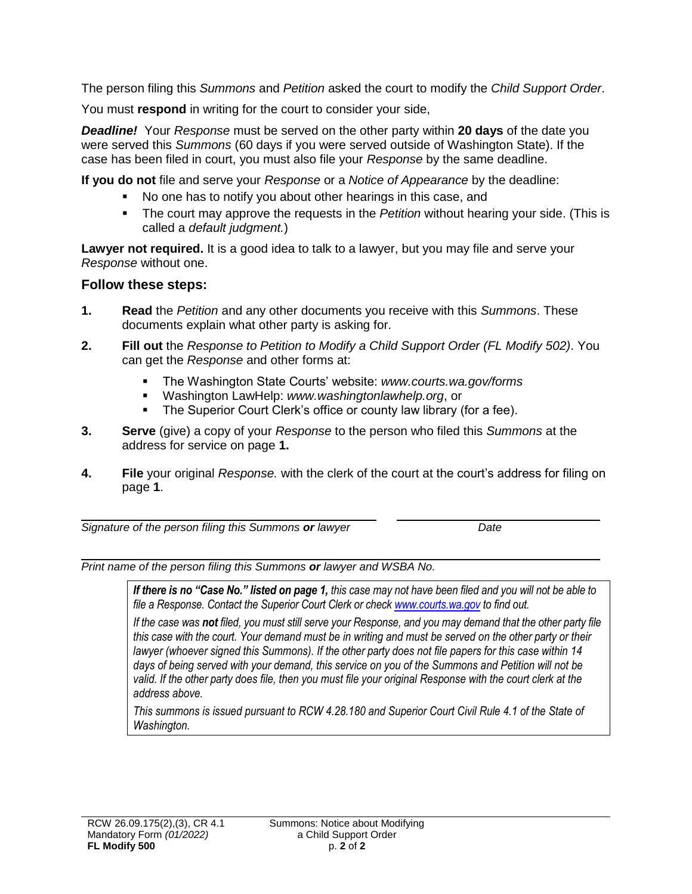The person filing this *Summons* and *Petition* asked the court to modify the *Child Support Order*.

You must **respond** in writing for the court to consider your side,

***Deadline!*** Your *Response* must be served on the other party within **20 days** of the date you were served this *Summons* (60 days if you were served outside of Washington State). If the case has been filed in court, you must also file your *Response* by the same deadline.

**If you do not** file and serve your *Response* or a *Notice of Appearance* by the deadline:

- No one has to notify you about other hearings in this case, and
- The court may approve the requests in the *Petition* without hearing your side. (This is called a *default judgment.*)

**Lawyer not required.** It is a good idea to talk to a lawyer, but you may file and serve your *Response* without one.

### Follow these steps:

1. **Read** the *Petition* and any other documents you receive with this *Summons*. These documents explain what other party is asking for.
2. **Fill out** the *Response to Petition to Modify a Child Support Order (FL Modify 502)*. You can get the *Response* and other forms at:
   - The Washington State Courts' website: *www.courts.wa.gov/forms*
   - Washington LawHelp: *www.washingtonlawhelp.org*, or
   - The Superior Court Clerk's office or county law library (for a fee).
3. **Serve** (give) a copy of your *Response* to the person who filed this *Summons* at the address for service on page **1.**
4. **File** your original *Response.* with the clerk of the court at the court's address for filing on page **1**.

_______________________________ _______________

*Signature of the person filing this Summons **or** lawyer* *Date*

_______________________________

*Print name of the person filing this Summons **or** lawyer and WSBA No.*

> ***If there is no "Case No." listed on page 1,*** *this case may not have been filed and you will not be able to file a Response. Contact the Superior Court Clerk or check www.courts.wa.gov to find out.*
>
> *If the case was **not** filed, you must still serve your Response, and you may demand that the other party file this case with the court. Your demand must be in writing and must be served on the other party or their lawyer (whoever signed this Summons). If the other party does not file papers for this case within 14 days of being served with your demand, this service on you of the Summons and Petition will not be valid. If the other party does file, then you must file your original Response with the court clerk at the address above.*
>
> *This summons is issued pursuant to RCW 4.28.180 and Superior Court Civil Rule 4.1 of the State of Washington.*

RCW 26.09.175(2),(3), CR 4.1
Mandatory Form *(01/2022)*
**FL Modify 500**

Summons: Notice about Modifying a Child Support Order